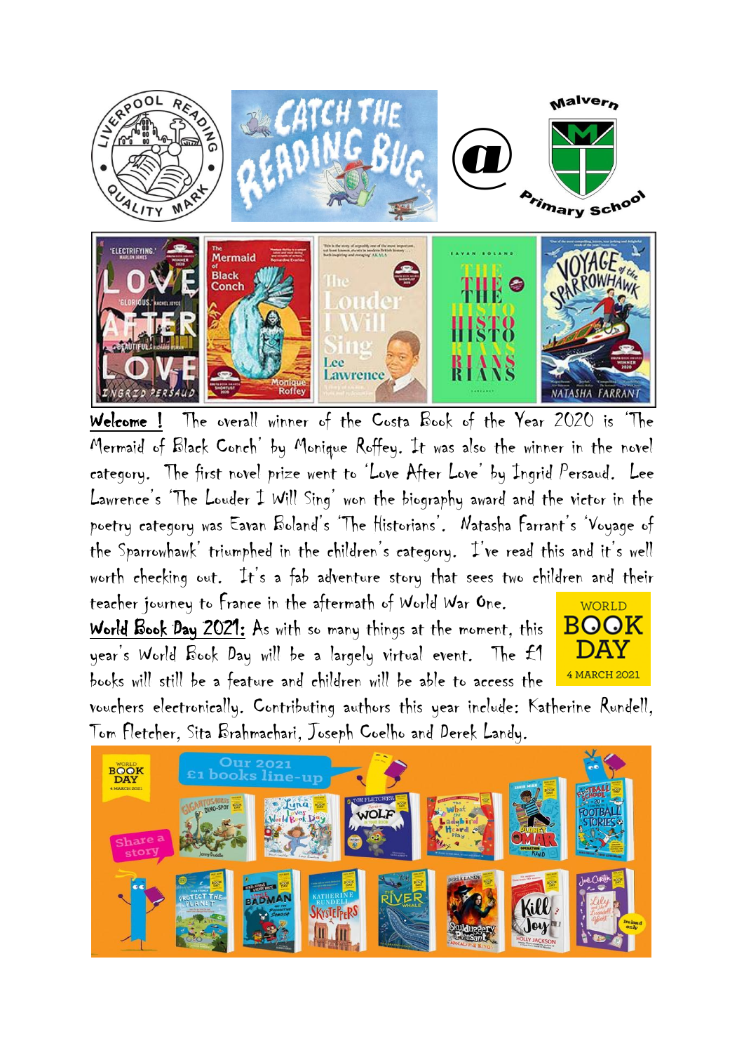**Welcome !** The overall winner of the Costa Book of the Year 2020 is 'The Mermaid of Black Conch' by Monique Roffey. It was also the winner in the novel category. The first novel prize went to 'Love After Love' by Ingrid Persaud. Lee Lawrence's 'The Louder I Will Sing' won the biography award and the victor in the poetry category was Eavan Boland's 'The Historians'. Natasha Farrant's 'Voyage of the Sparrowhawk' triumphed in the children's category. I've read this and it's well worth checking out. It's a fab adventure story that sees two children and their teacher journey to France in the aftermath of World War One.

**World Book Day 2021:** As with so many things at the moment, this year's World Book Day will be a largely virtual event. The £1 books will still be a feature and children will be able to access the vouchers electronically. Contributing authors this year include: Katherine Rundell, Tom Fletcher, Sita Brahmachari, Joseph Coelho and Derek Landy.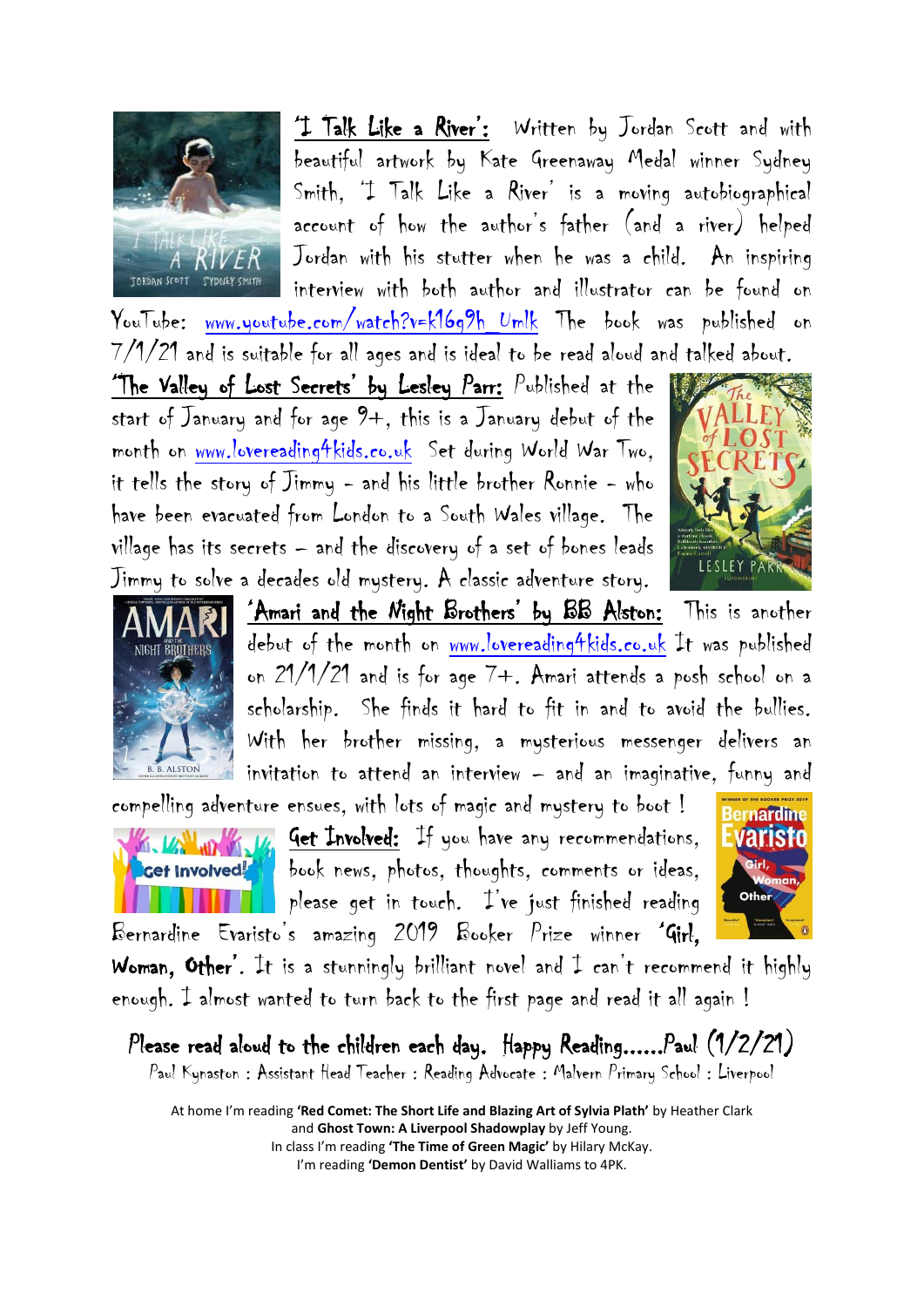**'I Talk Like a River':** Written by Jordan Scott and with beautiful artwork by Kate Greenaway Medal winner Sydney Smith, 'I Talk Like a River' is a moving autobiographical account of how the author's father (and a river) helped Jordan with his stutter when he was a child. An inspiring interview with both author and illustrator can be found on YouTube: www.youtube.com/watch?v=k16g9h_Umlk The book was published on 7/1/21 and is suitable for all ages and is ideal to be read aloud and talked about.

**'The Valley of Lost Secrets' by Lesley Parr:** Published at the start of January and for age 9+, this is a January debut of the month on www.lovereading4kids.co.uk Set during World War Two, it tells the story of Jimmy - and his little brother Ronnie - who have been evacuated from London to a South Wales village. The village has its secrets – and the discovery of a set of bones leads Jimmy to solve a decades old mystery. A classic adventure story.

**'Amari and the Night Brothers' by BB Alston:** This is another debut of the month on www.lovereading4kids.co.uk It was published on 21/1/21 and is for age 7+. Amari attends a posh school on a scholarship. She finds it hard to fit in and to avoid the bullies. With her brother missing, a mysterious messenger delivers an invitation to attend an interview – and an imaginative, funny and compelling adventure ensues, with lots of magic and mystery to boot !

**Get Involved:** If you have any recommendations, book news, photos, thoughts, comments or ideas, please get in touch. I've just finished reading Bernardine Evaristo's amazing 2019 Booker Prize winner **'Girl, Woman, Other'**. It is a stunningly brilliant novel and I can't recommend it highly enough. I almost wanted to turn back to the first page and read it all again !

**Please read aloud to the children each day. Happy Reading……Paul (1/2/21)**

Paul Kynaston : Assistant Head Teacher : Reading Advocate : Malvern Primary School : Liverpool

At home I'm reading **'Red Comet: The Short Life and Blazing Art of Sylvia Plath'** by Heather Clark and **Ghost Town: A Liverpool Shadowplay** by Jeff Young.
In class I'm reading **'The Time of Green Magic'** by Hilary McKay.
I'm reading **'Demon Dentist'** by David Walliams to 4PK.